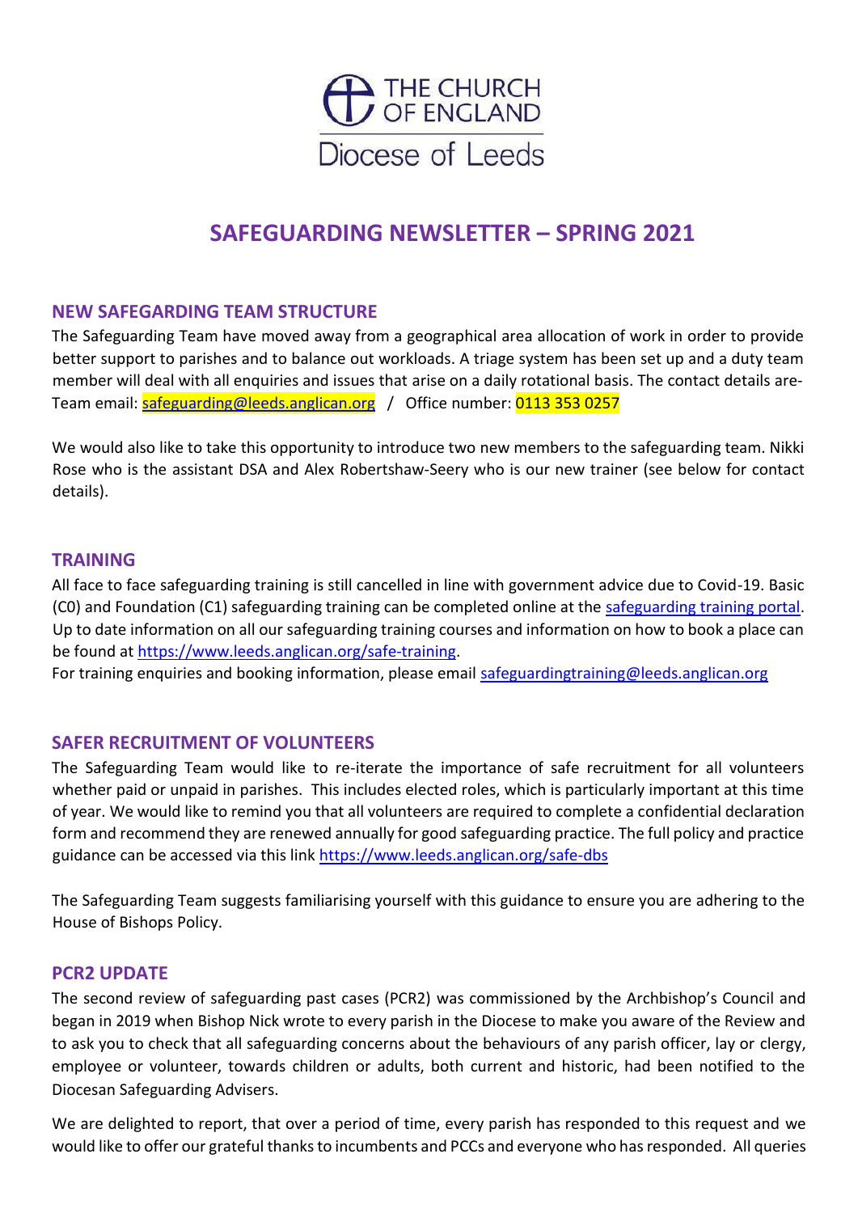THE CHURCH OF ENGLAND

Diocese of Leeds

# SAFEGUARDING NEWSLETTER – SPRING 2021

## NEW SAFEGARDING TEAM STRUCTURE

The Safeguarding Team have moved away from a geographical area allocation of work in order to provide better support to parishes and to balance out workloads. A triage system has been set up and a duty team member will deal with all enquiries and issues that arise on a daily rotational basis. The contact details are- Team email: safeguarding@leeds.anglican.org / Office number: 0113 353 0257

We would also like to take this opportunity to introduce two new members to the safeguarding team. Nikki Rose who is the assistant DSA and Alex Robertshaw-Seery who is our new trainer (see below for contact details).

## TRAINING

All face to face safeguarding training is still cancelled in line with government advice due to Covid-19. Basic (C0) and Foundation (C1) safeguarding training can be completed online at the safeguarding training portal. Up to date information on all our safeguarding training courses and information on how to book a place can be found at https://www.leeds.anglican.org/safe-training.

For training enquiries and booking information, please email safeguardingtraining@leeds.anglican.org

## SAFER RECRUITMENT OF VOLUNTEERS

The Safeguarding Team would like to re-iterate the importance of safe recruitment for all volunteers whether paid or unpaid in parishes. This includes elected roles, which is particularly important at this time of year. We would like to remind you that all volunteers are required to complete a confidential declaration form and recommend they are renewed annually for good safeguarding practice. The full policy and practice guidance can be accessed via this link https://www.leeds.anglican.org/safe-dbs

The Safeguarding Team suggests familiarising yourself with this guidance to ensure you are adhering to the House of Bishops Policy.

## PCR2 UPDATE

The second review of safeguarding past cases (PCR2) was commissioned by the Archbishop's Council and began in 2019 when Bishop Nick wrote to every parish in the Diocese to make you aware of the Review and to ask you to check that all safeguarding concerns about the behaviours of any parish officer, lay or clergy, employee or volunteer, towards children or adults, both current and historic, had been notified to the Diocesan Safeguarding Advisers.

We are delighted to report, that over a period of time, every parish has responded to this request and we would like to offer our grateful thanks to incumbents and PCCs and everyone who has responded. All queries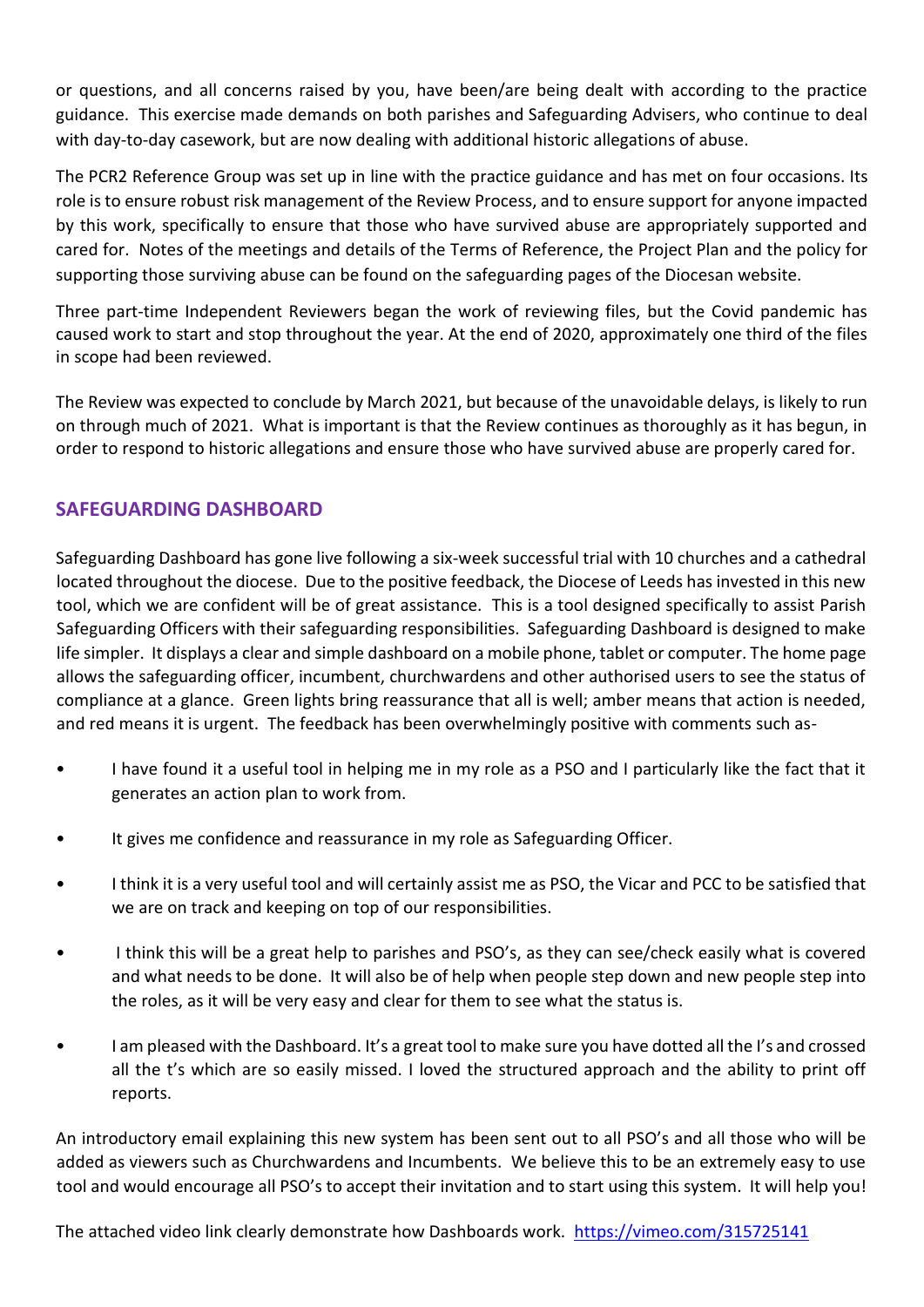or questions, and all concerns raised by you, have been/are being dealt with according to the practice guidance. This exercise made demands on both parishes and Safeguarding Advisers, who continue to deal with day-to-day casework, but are now dealing with additional historic allegations of abuse.

The PCR2 Reference Group was set up in line with the practice guidance and has met on four occasions. Its role is to ensure robust risk management of the Review Process, and to ensure support for anyone impacted by this work, specifically to ensure that those who have survived abuse are appropriately supported and cared for. Notes of the meetings and details of the Terms of Reference, the Project Plan and the policy for supporting those surviving abuse can be found on the safeguarding pages of the Diocesan website.

Three part-time Independent Reviewers began the work of reviewing files, but the Covid pandemic has caused work to start and stop throughout the year. At the end of 2020, approximately one third of the files in scope had been reviewed.

The Review was expected to conclude by March 2021, but because of the unavoidable delays, is likely to run on through much of 2021. What is important is that the Review continues as thoroughly as it has begun, in order to respond to historic allegations and ensure those who have survived abuse are properly cared for.

## SAFEGUARDING DASHBOARD

Safeguarding Dashboard has gone live following a six-week successful trial with 10 churches and a cathedral located throughout the diocese. Due to the positive feedback, the Diocese of Leeds has invested in this new tool, which we are confident will be of great assistance. This is a tool designed specifically to assist Parish Safeguarding Officers with their safeguarding responsibilities. Safeguarding Dashboard is designed to make life simpler. It displays a clear and simple dashboard on a mobile phone, tablet or computer. The home page allows the safeguarding officer, incumbent, churchwardens and other authorised users to see the status of compliance at a glance. Green lights bring reassurance that all is well; amber means that action is needed, and red means it is urgent. The feedback has been overwhelmingly positive with comments such as-

- I have found it a useful tool in helping me in my role as a PSO and I particularly like the fact that it generates an action plan to work from.
- It gives me confidence and reassurance in my role as Safeguarding Officer.
- I think it is a very useful tool and will certainly assist me as PSO, the Vicar and PCC to be satisfied that we are on track and keeping on top of our responsibilities.
- I think this will be a great help to parishes and PSO's, as they can see/check easily what is covered and what needs to be done. It will also be of help when people step down and new people step into the roles, as it will be very easy and clear for them to see what the status is.
- I am pleased with the Dashboard. It's a great tool to make sure you have dotted all the I's and crossed all the t's which are so easily missed. I loved the structured approach and the ability to print off reports.

An introductory email explaining this new system has been sent out to all PSO's and all those who will be added as viewers such as Churchwardens and Incumbents. We believe this to be an extremely easy to use tool and would encourage all PSO's to accept their invitation and to start using this system. It will help you!

The attached video link clearly demonstrate how Dashboards work. https://vimeo.com/315725141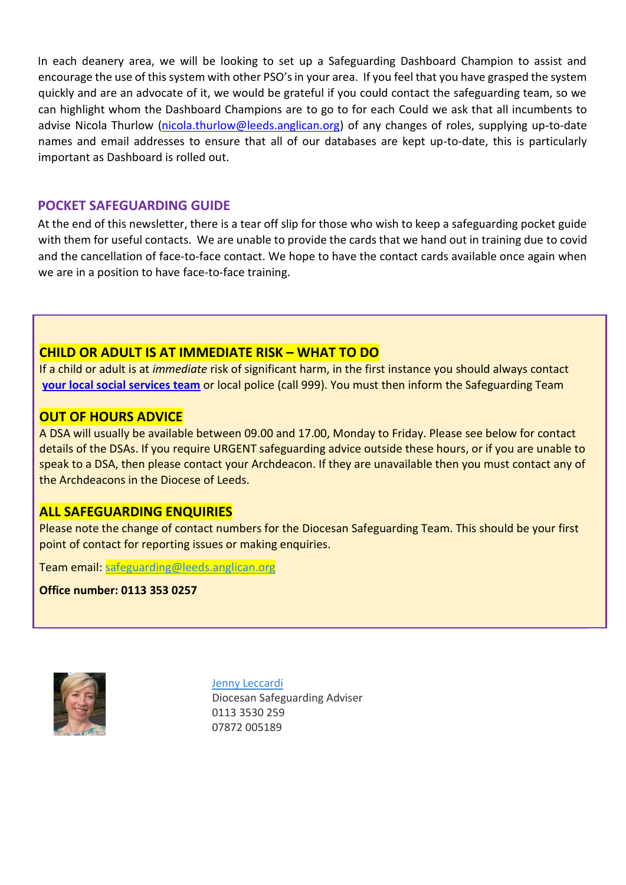In each deanery area, we will be looking to set up a Safeguarding Dashboard Champion to assist and encourage the use of this system with other PSO's in your area. If you feel that you have grasped the system quickly and are an advocate of it, we would be grateful if you could contact the safeguarding team, so we can highlight whom the Dashboard Champions are to go to for each Could we ask that all incumbents to advise Nicola Thurlow (nicola.thurlow@leeds.anglican.org) of any changes of roles, supplying up-to-date names and email addresses to ensure that all of our databases are kept up-to-date, this is particularly important as Dashboard is rolled out.

## POCKET SAFEGUARDING GUIDE

At the end of this newsletter, there is a tear off slip for those who wish to keep a safeguarding pocket guide with them for useful contacts. We are unable to provide the cards that we hand out in training due to covid and the cancellation of face-to-face contact. We hope to have the contact cards available once again when we are in a position to have face-to-face training.

### CHILD OR ADULT IS AT IMMEDIATE RISK – WHAT TO DO

If a child or adult is at *immediate* risk of significant harm, in the first instance you should always contact **your local social services team** or local police (call 999). You must then inform the Safeguarding Team

### OUT OF HOURS ADVICE

A DSA will usually be available between 09.00 and 17.00, Monday to Friday. Please see below for contact details of the DSAs. If you require URGENT safeguarding advice outside these hours, or if you are unable to speak to a DSA, then please contact your Archdeacon. If they are unavailable then you must contact any of the Archdeacons in the Diocese of Leeds.

### ALL SAFEGUARDING ENQUIRIES

Please note the change of contact numbers for the Diocesan Safeguarding Team. This should be your first point of contact for reporting issues or making enquiries.

Team email: safeguarding@leeds.anglican.org

**Office number: 0113 353 0257**

Jenny Leccardi
Diocesan Safeguarding Adviser
0113 3530 259
07872 005189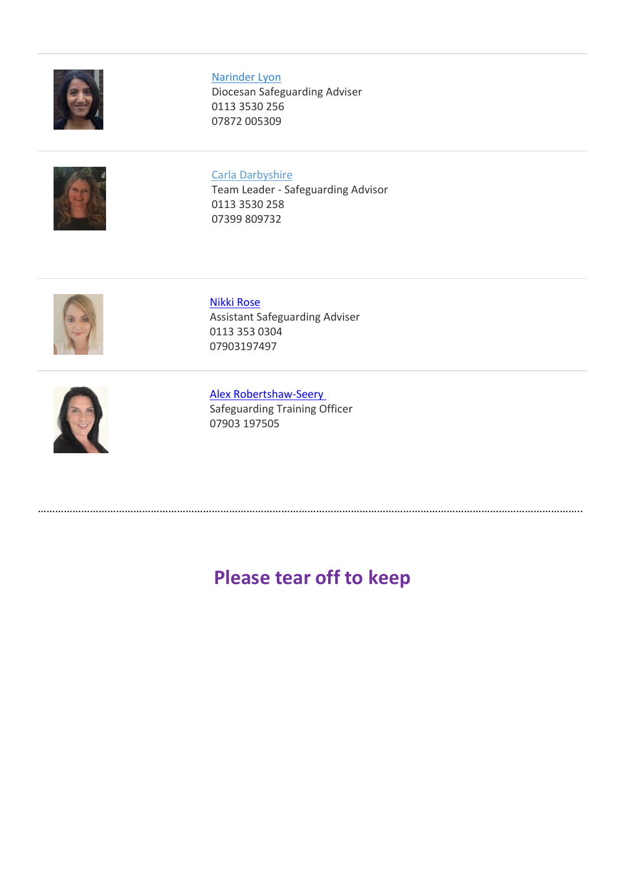---

[Narinder Lyon]
Diocesan Safeguarding Adviser
0113 3530 256
07872 005309

---

[Carla Darbyshire]
Team Leader - Safeguarding Advisor
0113 3530 258
07399 809732

---

[Nikki Rose]
Assistant Safeguarding Adviser
0113 353 0304
07903197497

---

[Alex Robertshaw-Seery]
Safeguarding Training Officer
07903 197505

……………………………………………………………………………………………………………………………………………………………………………………

## Please tear off to keep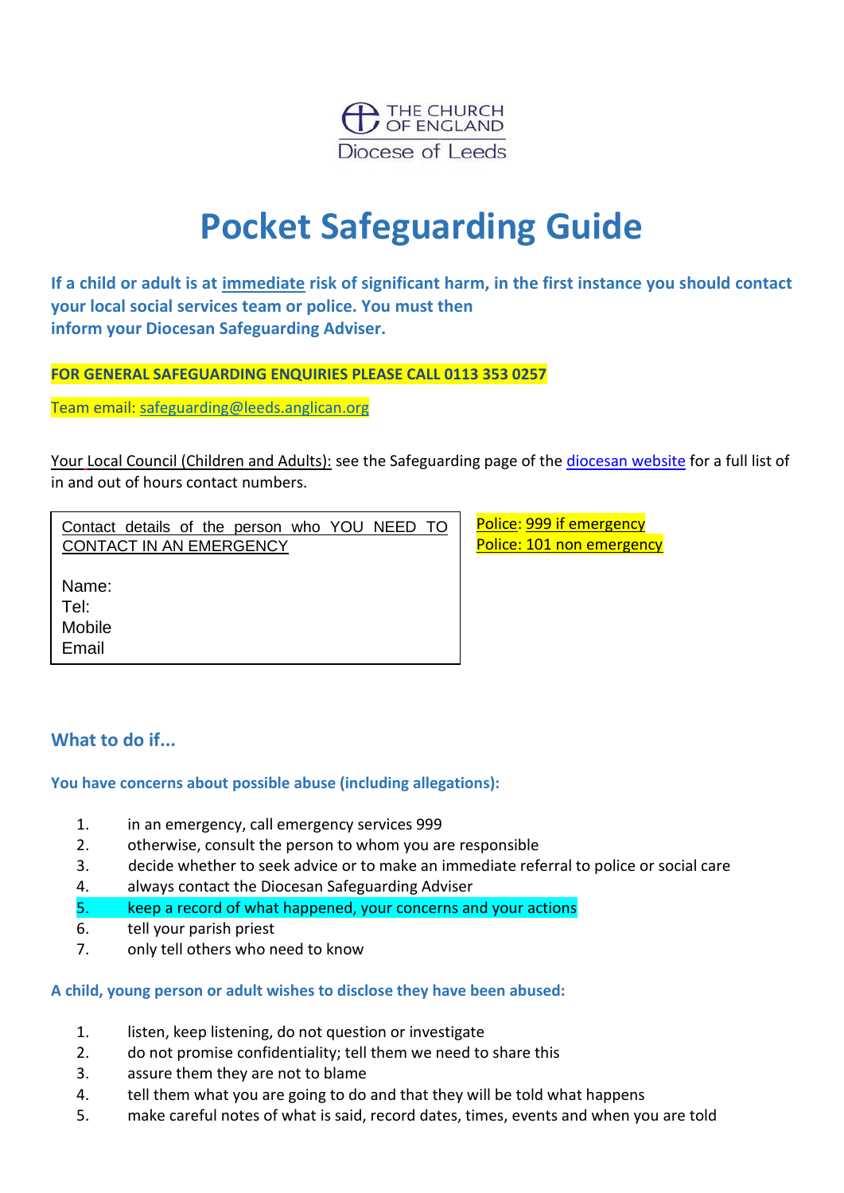THE CHURCH OF ENGLAND
Diocese of Leeds

# Pocket Safeguarding Guide

**If a child or adult is at immediate risk of significant harm, in the first instance you should contact your local social services team or police. You must then inform your Diocesan Safeguarding Adviser.**

**FOR GENERAL SAFEGUARDING ENQUIRIES PLEASE CALL 0113 353 0257**

Team email: safeguarding@leeds.anglican.org

Your Local Council (Children and Adults): see the Safeguarding page of the diocesan website for a full list of in and out of hours contact numbers.

| Contact details of the person who YOU NEED TO CONTACT IN AN EMERGENCY |
|---|
| Name: |
| Tel: |
| Mobile |
| Email |

Police: 999 if emergency
Police: 101 non emergency

## What to do if...

### You have concerns about possible abuse (including allegations):

1. in an emergency, call emergency services 999
2. otherwise, consult the person to whom you are responsible
3. decide whether to seek advice or to make an immediate referral to police or social care
4. always contact the Diocesan Safeguarding Adviser
5. keep a record of what happened, your concerns and your actions
6. tell your parish priest
7. only tell others who need to know

### A child, young person or adult wishes to disclose they have been abused:

1. listen, keep listening, do not question or investigate
2. do not promise confidentiality; tell them we need to share this
3. assure them they are not to blame
4. tell them what you are going to do and that they will be told what happens
5. make careful notes of what is said, record dates, times, events and when you are told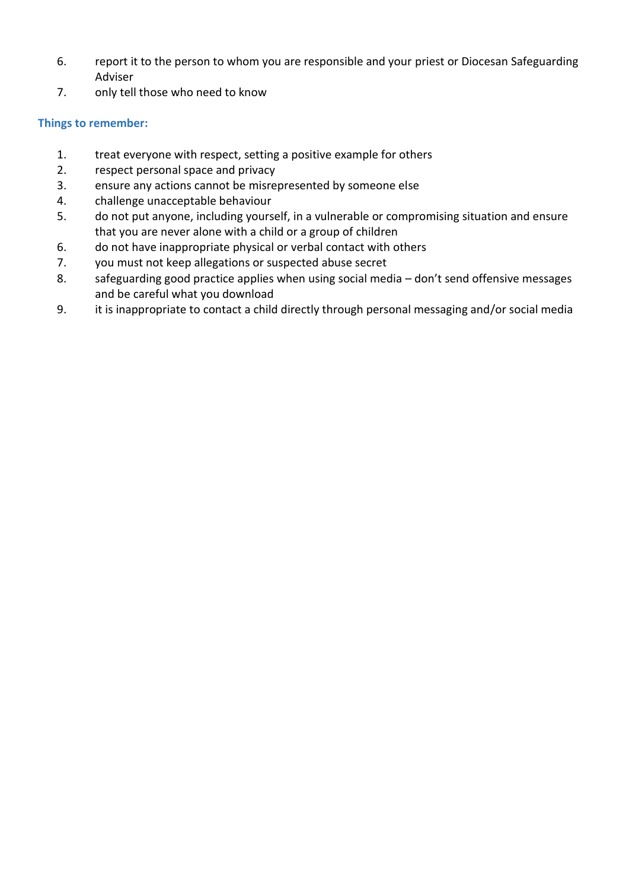6. report it to the person to whom you are responsible and your priest or Diocesan Safeguarding Adviser
7. only tell those who need to know

### Things to remember:

1. treat everyone with respect, setting a positive example for others
2. respect personal space and privacy
3. ensure any actions cannot be misrepresented by someone else
4. challenge unacceptable behaviour
5. do not put anyone, including yourself, in a vulnerable or compromising situation and ensure that you are never alone with a child or a group of children
6. do not have inappropriate physical or verbal contact with others
7. you must not keep allegations or suspected abuse secret
8. safeguarding good practice applies when using social media – don't send offensive messages and be careful what you download
9. it is inappropriate to contact a child directly through personal messaging and/or social media